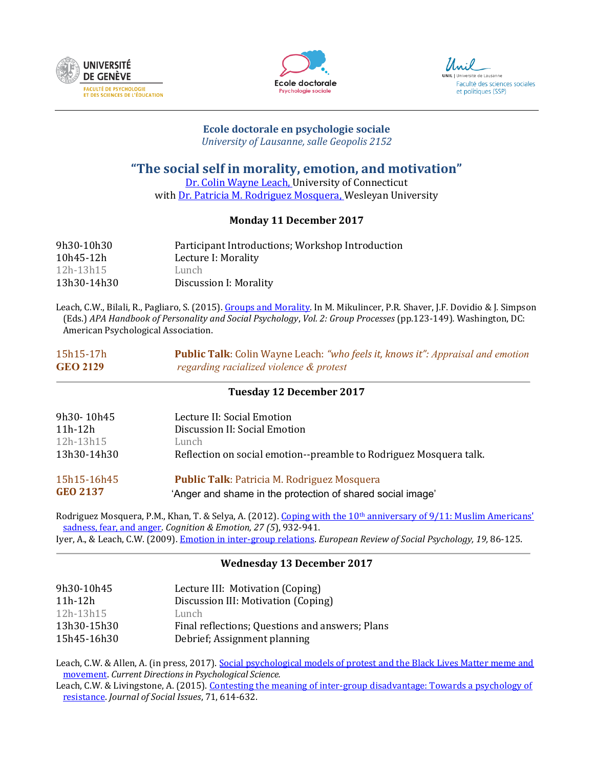UNIVERSITÉ DE GENÈVE
FACULTÉ DE PSYCHOLOGIE ET DES SCIENCES DE L'ÉDUCATION

Ecole doctorale
Psychologie sociale

Unil
UNIL | Université de Lausanne
Faculté des sciences sociales et politiques (SSP)

**Ecole doctorale en psychologie sociale**
*University of Lausanne, salle Geopolis 2152*

# "The social self in morality, emotion, and motivation"

Dr. Colin Wayne Leach, University of Connecticut
with Dr. Patricia M. Rodriguez Mosquera, Wesleyan University

## Monday 11 December 2017

| | |
|---|---|
| 9h30-10h30 | Participant Introductions; Workshop Introduction |
| 10h45-12h | Lecture I: Morality |
| 12h-13h15 | Lunch |
| 13h30-14h30 | Discussion I: Morality |

Leach, C.W., Bilali, R., Pagliaro, S. (2015). Groups and Morality. In M. Mikulincer, P.R. Shaver, J.F. Dovidio & J. Simpson (Eds.) *APA Handbook of Personality and Social Psychology*, *Vol. 2: Group Processes* (pp.123-149). Washington, DC: American Psychological Association.

15h15-17h
**GEO 2129**
**Public Talk**: Colin Wayne Leach: *"who feels it, knows it": Appraisal and emotion regarding racialized violence & protest*

## Tuesday 12 December 2017

| | |
|---|---|
| 9h30- 10h45 | Lecture II: Social Emotion |
| 11h-12h | Discussion II: Social Emotion |
| 12h-13h15 | Lunch |
| 13h30-14h30 | Reflection on social emotion--preamble to Rodriguez Mosquera talk. |

15h15-16h45
**GEO 2137**
**Public Talk**: Patricia M. Rodriguez Mosquera
'Anger and shame in the protection of shared social image'

Rodriguez Mosquera, P.M., Khan, T. & Selya, A. (2012). Coping with the 10th anniversary of 9/11: Muslim Americans' sadness, fear, and anger. *Cognition & Emotion, 27 (5)*, 932-941.
Iyer, A., & Leach, C.W. (2009). Emotion in inter-group relations. *European Review of Social Psychology, 19,* 86-125.

## Wednesday 13 December 2017

| | |
|---|---|
| 9h30-10h45 | Lecture III: Motivation (Coping) |
| 11h-12h | Discussion III: Motivation (Coping) |
| 12h-13h15 | Lunch |
| 13h30-15h30 | Final reflections; Questions and answers; Plans |
| 15h45-16h30 | Debrief; Assignment planning |

Leach, C.W. & Allen, A. (in press, 2017). Social psychological models of protest and the Black Lives Matter meme and movement. *Current Directions in Psychological Science.*
Leach, C.W. & Livingstone, A. (2015). Contesting the meaning of inter-group disadvantage: Towards a psychology of resistance. *Journal of Social Issues*, 71, 614-632.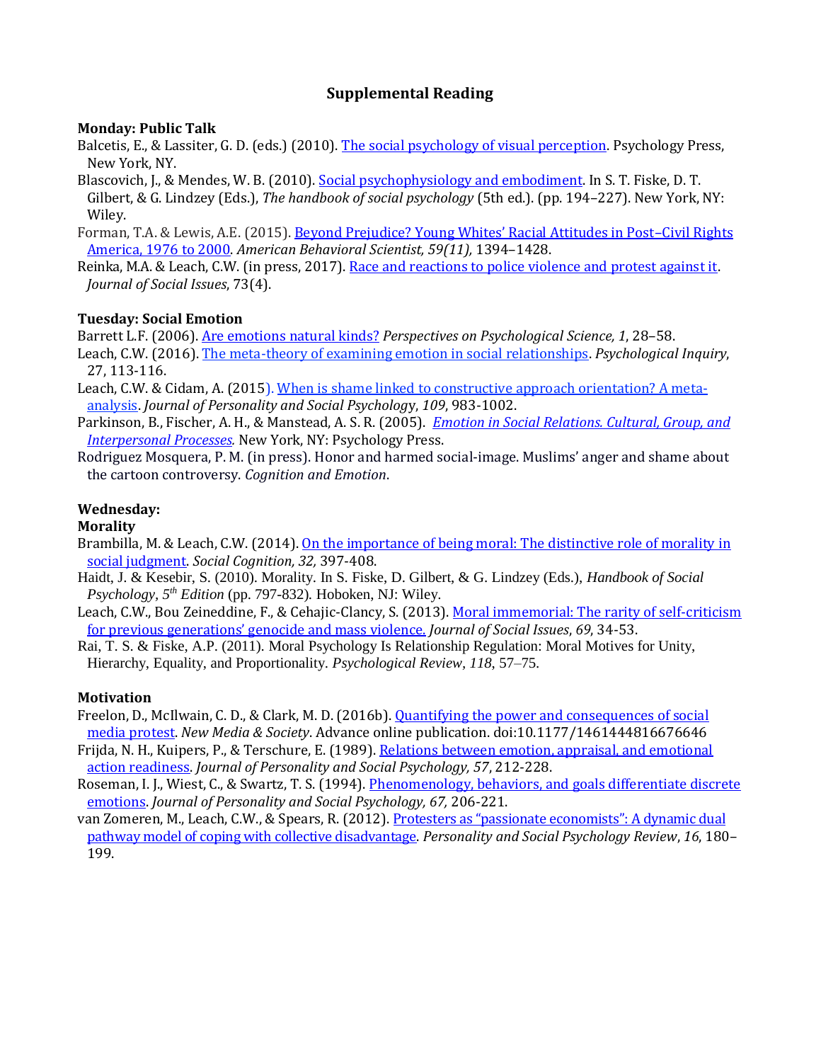## Supplemental Reading

**Monday: Public Talk**

Balcetis, E., & Lassiter, G. D. (eds.) (2010). The social psychology of visual perception. Psychology Press, New York, NY.

Blascovich, J., & Mendes, W. B. (2010). Social psychophysiology and embodiment. In S. T. Fiske, D. T. Gilbert, & G. Lindzey (Eds.), *The handbook of social psychology* (5th ed.). (pp. 194–227). New York, NY: Wiley.

Forman, T.A. & Lewis, A.E. (2015). Beyond Prejudice? Young Whites' Racial Attitudes in Post–Civil Rights America, 1976 to 2000. *American Behavioral Scientist, 59(11),* 1394–1428.

Reinka, M.A. & Leach, C.W. (in press, 2017). Race and reactions to police violence and protest against it. *Journal of Social Issues*, 73(4).

**Tuesday: Social Emotion**

Barrett L.F. (2006). Are emotions natural kinds? *Perspectives on Psychological Science, 1*, 28–58.

Leach, C.W. (2016). The meta-theory of examining emotion in social relationships. *Psychological Inquiry*, 27, 113-116.

Leach, C.W. & Cidam, A. (2015). When is shame linked to constructive approach orientation? A meta-analysis. *Journal of Personality and Social Psychology*, *109*, 983-1002.

Parkinson, B., Fischer, A. H., & Manstead, A. S. R. (2005). *Emotion in Social Relations. Cultural, Group, and Interpersonal Processes.* New York, NY: Psychology Press.

Rodriguez Mosquera, P. M. (in press). Honor and harmed social-image. Muslims' anger and shame about the cartoon controversy. *Cognition and Emotion*.

**Wednesday:**

**Morality**

Brambilla, M. & Leach, C.W. (2014). On the importance of being moral: The distinctive role of morality in social judgment. *Social Cognition, 32,* 397-408.

Haidt, J. & Kesebir, S. (2010). Morality. In S. Fiske, D. Gilbert, & G. Lindzey (Eds.), *Handbook of Social Psychology*, *5th Edition* (pp. 797-832). Hoboken, NJ: Wiley.

Leach, C.W., Bou Zeineddine, F., & Cehajic-Clancy, S. (2013). Moral immemorial: The rarity of self-criticism for previous generations' genocide and mass violence. *Journal of Social Issues*, *69*, 34-53.

Rai, T. S. & Fiske, A.P. (2011). Moral Psychology Is Relationship Regulation: Moral Motives for Unity, Hierarchy, Equality, and Proportionality. *Psychological Review*, *118*, 57–75.

**Motivation**

Freelon, D., McIlwain, C. D., & Clark, M. D. (2016b). Quantifying the power and consequences of social media protest. *New Media & Society*. Advance online publication. doi:10.1177/1461444816676646

Frijda, N. H., Kuipers, P., & Terschure, E. (1989). Relations between emotion, appraisal, and emotional action readiness. *Journal of Personality and Social Psychology, 57*, 212-228.

Roseman, I. J., Wiest, C., & Swartz, T. S. (1994). Phenomenology, behaviors, and goals differentiate discrete emotions. *Journal of Personality and Social Psychology, 67,* 206-221.

van Zomeren, M., Leach, C.W., & Spears, R. (2012). Protesters as "passionate economists": A dynamic dual pathway model of coping with collective disadvantage. *Personality and Social Psychology Review*, *16*, 180–199.